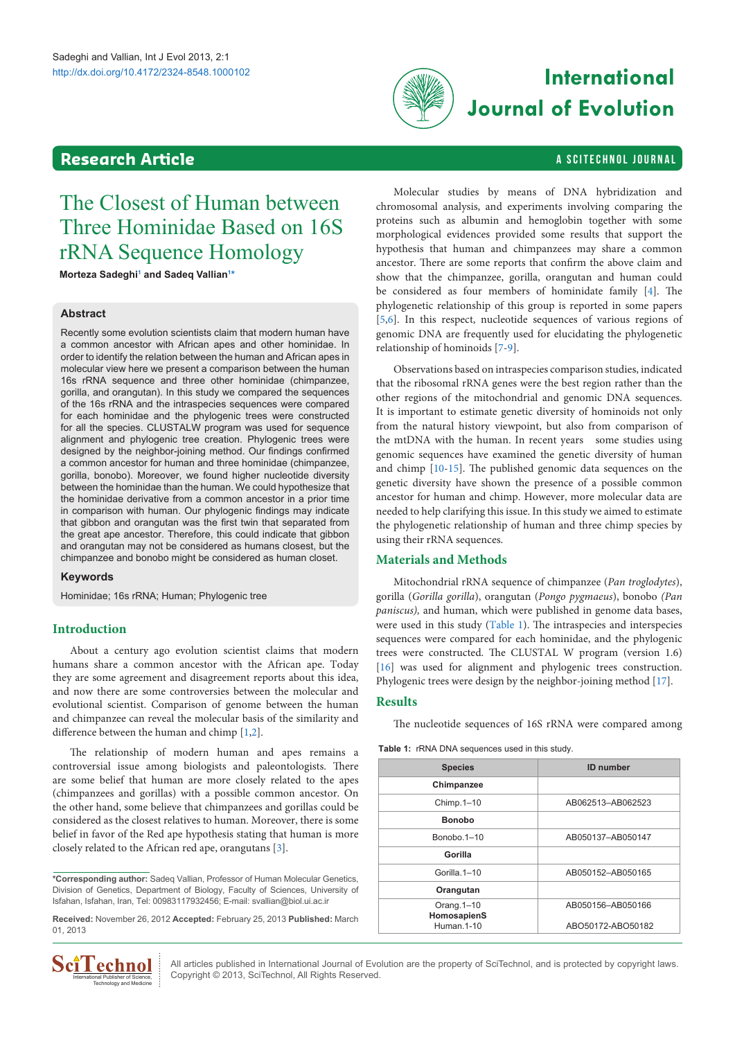# The Closest of Human between Three Hominidae Based on 16S rRNA Sequence Homology

**Morteza Sadeghi[1] and Sadeq Vallian[1*]**

## Abstract

Recently some evolution scientists claim that modern human have a common ancestor with African apes and other hominidae. In order to identify the relation between the human and African apes in molecular view here we present a comparison between the human 16s rRNA sequence and three other hominidae (chimpanzee, gorilla, and orangutan). In this study we compared the sequences of the 16s rRNA and the intraspecies sequences were compared for each hominidae and the phylogenic trees were constructed for all the species. CLUSTALW program was used for sequence alignment and phylogenic tree creation. Phylogenic trees were designed by the neighbor-joining method. Our findings confirmed a common ancestor for human and three hominidae (chimpanzee, gorilla, bonobo). Moreover, we found higher nucleotide diversity between the hominidae than the human. We could hypothesize that the hominidae derivative from a common ancestor in a prior time in comparison with human. Our phylogenic findings may indicate that gibbon and orangutan was the first twin that separated from the great ape ancestor. Therefore, this could indicate that gibbon and orangutan may not be considered as humans closest, but the chimpanzee and bonobo might be considered as human closet.

### Keywords

Hominidae; 16s rRNA; Human; Phylogenic tree

## Introduction

About a century ago evolution scientist claims that modern humans share a common ancestor with the African ape. Today they are some agreement and disagreement reports about this idea, and now there are some controversies between the molecular and evolutional scientist. Comparison of genome between the human and chimpanzee can reveal the molecular basis of the similarity and difference between the human and chimp [1,2].

The relationship of modern human and apes remains a controversial issue among biologists and paleontologists. There are some belief that human are more closely related to the apes (chimpanzees and gorillas) with a possible common ancestor. On the other hand, some believe that chimpanzees and gorillas could be considered as the closest relatives to human. Moreover, there is some belief in favor of the Red ape hypothesis stating that human is more closely related to the African red ape, orangutans [3].

Molecular studies by means of DNA hybridization and chromosomal analysis, and experiments involving comparing the proteins such as albumin and hemoglobin together with some morphological evidences provided some results that support the hypothesis that human and chimpanzees may share a common ancestor. There are some reports that confirm the above claim and show that the chimpanzee, gorilla, orangutan and human could be considered as four members of hominidate family [4]. The phylogenetic relationship of this group is reported in some papers [5,6]. In this respect, nucleotide sequences of various regions of genomic DNA are frequently used for elucidating the phylogenetic relationship of hominoids [7-9].

Observations based on intraspecies comparison studies, indicated that the ribosomal rRNA genes were the best region rather than the other regions of the mitochondrial and genomic DNA sequences. It is important to estimate genetic diversity of hominoids not only from the natural history viewpoint, but also from comparison of the mtDNA with the human. In recent years some studies using genomic sequences have examined the genetic diversity of human and chimp [10-15]. The published genomic data sequences on the genetic diversity have shown the presence of a possible common ancestor for human and chimp. However, more molecular data are needed to help clarifying this issue. In this study we aimed to estimate the phylogenetic relationship of human and three chimp species by using their rRNA sequences.

## Materials and Methods

Mitochondrial rRNA sequence of chimpanzee (*Pan troglodytes*), gorilla (*Gorilla gorilla*), orangutan (*Pongo pygmaeus*), bonobo *(Pan paniscus),* and human, which were published in genome data bases, were used in this study (Table 1). The intraspecies and interspecies sequences were compared for each hominidae, and the phylogenic trees were constructed. The CLUSTAL W program (version 1.6) [16] was used for alignment and phylogenic trees construction. Phylogenic trees were design by the neighbor-joining method [17].

## Results

The nucleotide sequences of 16S rRNA were compared among

**Table 1:** rRNA DNA sequences used in this study.

| Species | ID number |
|---|---|
| **Chimpanzee** | |
| Chimp.1–10 | AB062513–AB062523 |
| **Bonobo** | |
| Bonobo.1–10 | AB050137–AB050147 |
| **Gorilla** | |
| Gorilla.1–10 | AB050152–AB050165 |
| **Orangutan** | |
| Orang.1–10 | AB050156–AB050166 |
| **HomosapienS** | |
| Human.1-10 | ABO50172-ABO50182 |

**\*Corresponding author:** Sadeq Vallian, Professor of Human Molecular Genetics, Division of Genetics, Department of Biology, Faculty of Sciences, University of Isfahan, Isfahan, Iran, Tel: 00983117932456; E-mail: svallian@biol.ui.ac.ir

**Received:** November 26, 2012 **Accepted:** February 25, 2013 **Published:** March 01, 2013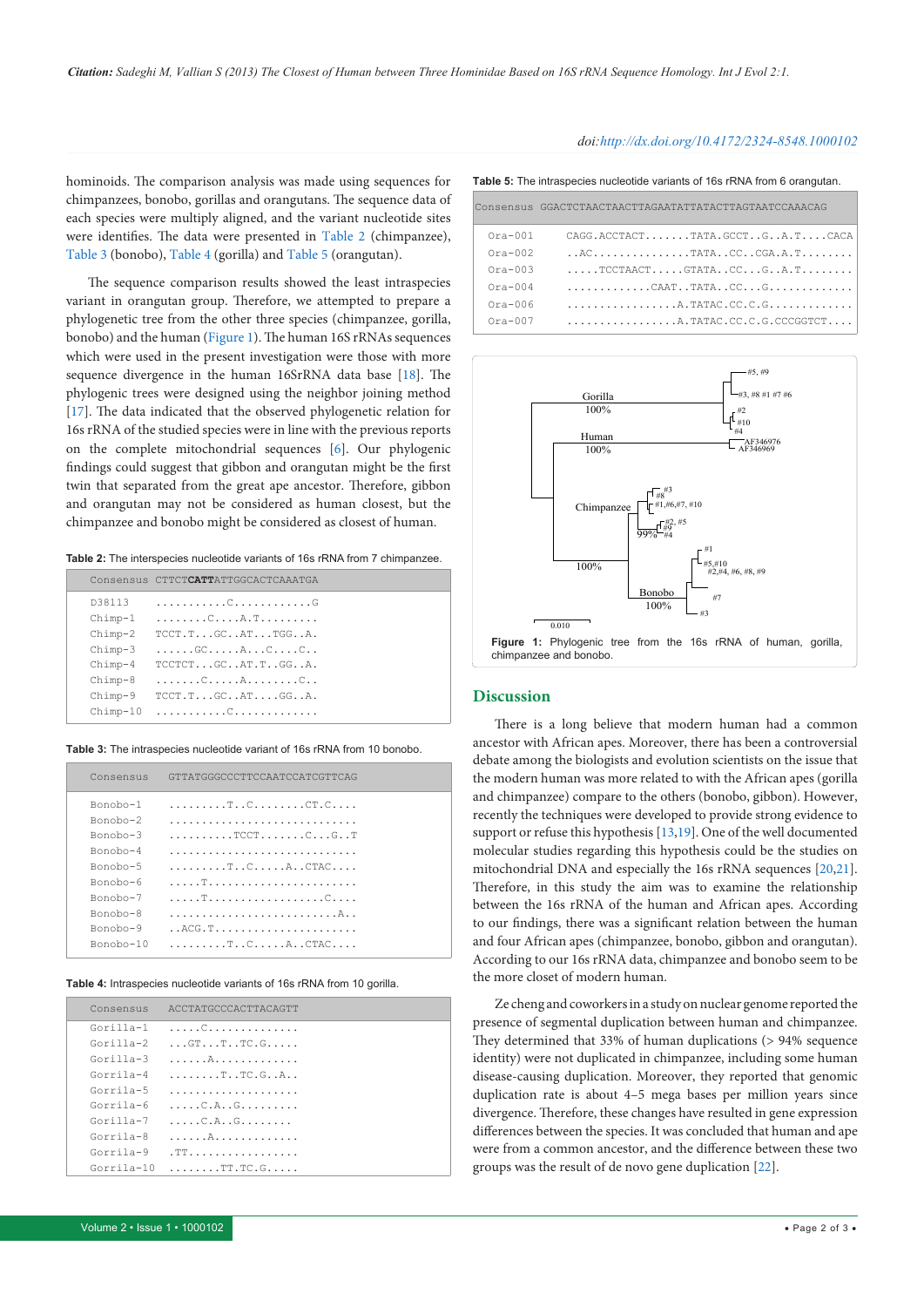hominoids. The comparison analysis was made using sequences for chimpanzees, bonobo, gorillas and orangutans. The sequence data of each species were multiply aligned, and the variant nucleotide sites were identified. The data were presented in Table 2 (chimpanzee), Table 3 (bonobo), Table 4 (gorilla) and Table 5 (orangutan).

The sequence comparison results showed the least intraspecies variant in orangutan group. Therefore, we attempted to prepare a phylogenetic tree from the other three species (chimpanzee, gorilla, bonobo) and the human (Figure 1). The human 16S rRNAs sequences which were used in the present investigation were those with more sequence divergence in the human 16SrRNA data base [18]. The phylogenetic trees were designed using the neighbor joining method [17]. The data indicated that the observed phylogenetic relation for 16s rRNA of the studied species were in line with the previous reports on the complete mitochondrial sequences [6]. Our phylogenetic findings could suggest that gibbon and orangutan might be the first twin that separated from the great ape ancestor. Therefore, gibbon and orangutan may not be considered as human closest, but the chimpanzee and bonobo might be considered as closest of human.

**Table 2:** The interspecies nucleotide variants of 16s rRNA from 7 chimpanzee.

| Consensus | CTTCT**CATT**ATTGGCACTCAAATGA |
|---|---|
| D38113 | ..........C...........G |
| Chimp-1 | ........C....A.T......... |
| Chimp-2 | TCCT.T...GC..AT...TGG..A. |
| Chimp-3 | ......GC.....A...C....C.. |
| Chimp-4 | TCCTCT...GC..AT.T..GG..A. |
| Chimp-8 | .......C.....A........C.. |
| Chimp-9 | TCCT.T...GC..AT....GG..A. |
| Chimp-10 | ..........C............ |

**Table 3:** The intraspecies nucleotide variant of 16s rRNA from 10 bonobo.

| Consensus | GTTATGGGCCCTTCCAATCCATCGTTCAG |
|---|---|
| Bonobo-1 | .........T..C........CT.C.... |
| Bonobo-2 | ............................ |
| Bonobo-3 | ..........TCCT.......C...G..T |
| Bonobo-4 | ............................ |
| Bonobo-5 | .........T..C.....A..CTAC.... |
| Bonobo-6 | .....T...................... |
| Bonobo-7 | .....T.................C.... |
| Bonobo-8 | .........................A.. |
| Bonobo-9 | ..ACG.T..................... |
| Bonobo-10 | .........T..C.....A..CTAC.... |

**Table 4:** Intraspecies nucleotide variants of 16s rRNA from 10 gorilla.

| Consensus | ACCTATGCCCACTTACAGTT |
|---|---|
| Gorilla-1 | .....C.............. |
| Gorilla-2 | ...GT...T..TC.G..... |
| Gorilla-3 | ......A............. |
| Gorilla-4 | ........T..TC.G..A.. |
| Gorilla-5 | .................... |
| Gorilla-6 | .....C.A..G......... |
| Gorilla-7 | .....C.A..G........ |
| Gorilla-8 | ......A............. |
| Gorilla-9 | .TT................. |
| Gorilla-10 | ........TT.TC.G..... |

**Table 5:** The intraspecies nucleotide variants of 16s rRNA from 6 orangutan.

| Consensus | GGACTCTAACTAACTTAGAATATTATACTTAGTAATCCAAACAG |
|---|---|
| Ora-001 | CAGG.ACCTACT.......TATA.GCCT..G..A.T....CACA |
| Ora-002 | ..AC...............TATA..CC..CGA.A.T........ |
| Ora-003 | .....TCCTAACT.....GTATA..CC...G..A.T........ |
| Ora-004 | ............CAAT..TATA..CC...G............ |
| Ora-006 | .................A.TATAC.CC.C.G............ |
| Ora-007 | .................A.TATAC.CC.C.G.CCCGGTCT.... |

**Figure 1:** Phylogenic tree from the 16s rRNA of human, gorilla, chimpanzee and bonobo.

## Discussion

There is a long believe that modern human had a common ancestor with African apes. Moreover, there has been a controversial debate among the biologists and evolution scientists on the issue that the modern human was more related to with the African apes (gorilla and chimpanzee) compare to the others (bonobo, gibbon). However, recently the techniques were developed to provide strong evidence to support or refuse this hypothesis [13,19]. One of the well documented molecular studies regarding this hypothesis could be the studies on mitochondrial DNA and especially the 16s rRNA sequences [20,21]. Therefore, in this study the aim was to examine the relationship between the 16s rRNA of the human and African apes. According to our findings, there was a significant relation between the human and four African apes (chimpanzee, bonobo, gibbon and orangutan). According to our 16s rRNA data, chimpanzee and bonobo seem to be the more closet of modern human.

Ze cheng and coworkers in a study on nuclear genome reported the presence of segmental duplication between human and chimpanzee. They determined that 33% of human duplications (> 94% sequence identity) were not duplicated in chimpanzee, including some human disease-causing duplication. Moreover, they reported that genomic duplication rate is about 4–5 mega bases per million years since divergence. Therefore, these changes have resulted in gene expression differences between the species. It was concluded that human and ape were from a common ancestor, and the difference between these two groups was the result of de novo gene duplication [22].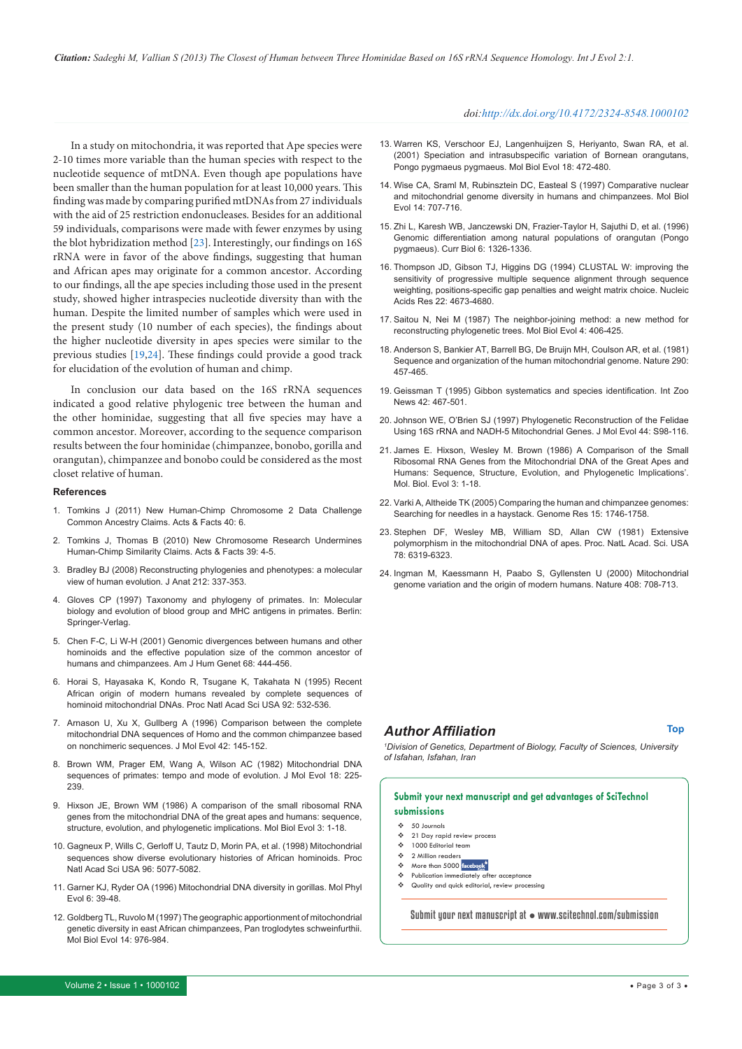In a study on mitochondria, it was reported that Ape species were 2-10 times more variable than the human species with respect to the nucleotide sequence of mtDNA. Even though ape populations have been smaller than the human population for at least 10,000 years. This finding was made by comparing purified mtDNAs from 27 individuals with the aid of 25 restriction endonucleases. Besides for an additional 59 individuals, comparisons were made with fewer enzymes by using the blot hybridization method [23]. Interestingly, our findings on 16S rRNA were in favor of the above findings, suggesting that human and African apes may originate for a common ancestor. According to our findings, all the ape species including those used in the present study, showed higher intraspecies nucleotide diversity than with the human. Despite the limited number of samples which were used in the present study (10 number of each species), the findings about the higher nucleotide diversity in apes species were similar to the previous studies [19,24]. These findings could provide a good track for elucidation of the evolution of human and chimp.

In conclusion our data based on the 16S rRNA sequences indicated a good relative phylogenic tree between the human and the other hominidae, suggesting that all five species may have a common ancestor. Moreover, according to the sequence comparison results between the four hominidae (chimpanzee, bonobo, gorilla and orangutan), chimpanzee and bonobo could be considered as the most closet relative of human.

## References

1. Tomkins J (2011) New Human-Chimp Chromosome 2 Data Challenge Common Ancestry Claims. Acts & Facts 40: 6.
2. Tomkins J, Thomas B (2010) New Chromosome Research Undermines Human-Chimp Similarity Claims. Acts & Facts 39: 4-5.
3. Bradley BJ (2008) Reconstructing phylogenies and phenotypes: a molecular view of human evolution. J Anat 212: 337-353.
4. Gloves CP (1997) Taxonomy and phylogeny of primates. In: Molecular biology and evolution of blood group and MHC antigens in primates. Berlin: Springer-Verlag.
5. Chen F-C, Li W-H (2001) Genomic divergences between humans and other hominoids and the effective population size of the common ancestor of humans and chimpanzees. Am J Hum Genet 68: 444-456.
6. Horai S, Hayasaka K, Kondo R, Tsugane K, Takahata N (1995) Recent African origin of modern humans revealed by complete sequences of hominoid mitochondrial DNAs. Proc Natl Acad Sci USA 92: 532-536.
7. Arnason U, Xu X, Gullberg A (1996) Comparison between the complete mitochondrial DNA sequences of Homo and the common chimpanzee based on nonchimeric sequences. J Mol Evol 42: 145-152.
8. Brown WM, Prager EM, Wang A, Wilson AC (1982) Mitochondrial DNA sequences of primates: tempo and mode of evolution. J Mol Evol 18: 225-239.
9. Hixson JE, Brown WM (1986) A comparison of the small ribosomal RNA genes from the mitochondrial DNA of the great apes and humans: sequence, structure, evolution, and phylogenetic implications. Mol Biol Evol 3: 1-18.
10. Gagneux P, Wills C, Gerloff U, Tautz D, Morin PA, et al. (1998) Mitochondrial sequences show diverse evolutionary histories of African hominoids. Proc Natl Acad Sci USA 96: 5077-5082.
11. Garner KJ, Ryder OA (1996) Mitochondrial DNA diversity in gorillas. Mol Phyl Evol 6: 39-48.
12. Goldberg TL, Ruvolo M (1997) The geographic apportionment of mitochondrial genetic diversity in east African chimpanzees, Pan troglodytes schweinfurthii. Mol Biol Evol 14: 976-984.
13. Warren KS, Verschoor EJ, Langenhuijzen S, Heriyanto, Swan RA, et al. (2001) Speciation and intrasubspecific variation of Bornean orangutans, Pongo pygmaeus pygmaeus. Mol Biol Evol 18: 472-480.
14. Wise CA, Sraml M, Rubinsztein DC, Easteal S (1997) Comparative nuclear and mitochondrial genome diversity in humans and chimpanzees. Mol Biol Evol 14: 707-716.
15. Zhi L, Karesh WB, Janczewski DN, Frazier-Taylor H, Sajuthi D, et al. (1996) Genomic differentiation among natural populations of orangutan (Pongo pygmaeus). Curr Biol 6: 1326-1336.
16. Thompson JD, Gibson TJ, Higgins DG (1994) CLUSTAL W: improving the sensitivity of progressive multiple sequence alignment through sequence weighting, positions-specific gap penalties and weight matrix choice. Nucleic Acids Res 22: 4673-4680.
17. Saitou N, Nei M (1987) The neighbor-joining method: a new method for reconstructing phylogenetic trees. Mol Biol Evol 4: 406-425.
18. Anderson S, Bankier AT, Barrell BG, De Bruijn MH, Coulson AR, et al. (1981) Sequence and organization of the human mitochondrial genome. Nature 290: 457-465.
19. Geissman T (1995) Gibbon systematics and species identification. Int Zoo News 42: 467-501.
20. Johnson WE, O'Brien SJ (1997) Phylogenetic Reconstruction of the Felidae Using 16S rRNA and NADH-5 Mitochondrial Genes. J Mol Evol 44: S98-116.
21. James E. Hixson, Wesley M. Brown (1986) A Comparison of the Small Ribosomal RNA Genes from the Mitochondrial DNA of the Great Apes and Humans: Sequence, Structure, Evolution, and Phylogenetic Implications'. Mol. Biol. Evol 3: 1-18.
22. Varki A, Altheide TK (2005) Comparing the human and chimpanzee genomes: Searching for needles in a haystack. Genome Res 15: 1746-1758.
23. Stephen DF, Wesley MB, William SD, Allan CW (1981) Extensive polymorphism in the mitochondrial DNA of apes. Proc. NatL Acad. Sci. USA 78: 6319-6323.
24. Ingman M, Kaessmann H, Paabo S, Gyllensten U (2000) Mitochondrial genome variation and the origin of modern humans. Nature 408: 708-713.

## *Author Affiliation*

Top

[1]Division of Genetics, Department of Biology, Faculty of Sciences, University of Isfahan, Isfahan, Iran

**Submit your next manuscript and get advantages of SciTechnol submissions**

- 50 Journals
- 21 Day rapid review process
- 1000 Editorial team
- 2 Million readers
- More than 5000 facebook
- Publication immediately after acceptance
- Quality and quick editorial, review processing

Submit your next manuscript at ● www.scitechnol.com/submission